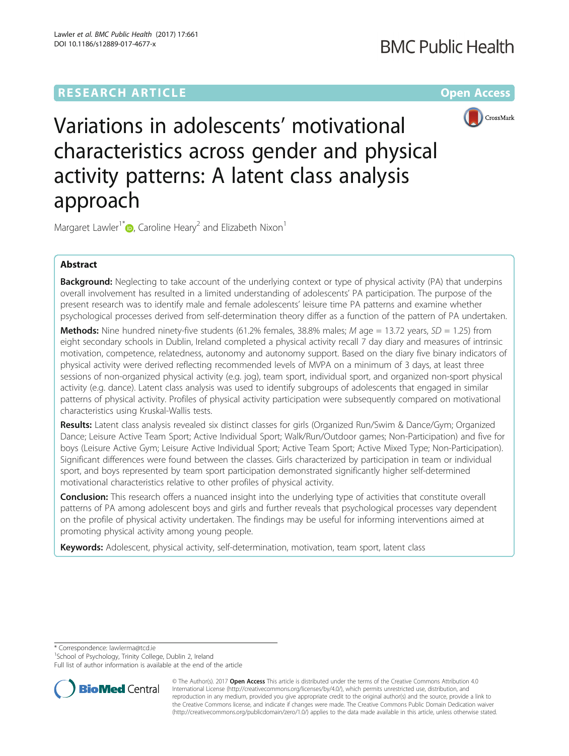RESEARCH ARTICLE

Open Access

# Variations in adolescents' motivational characteristics across gender and physical activity patterns: A latent class analysis approach

Margaret Lawler[1*], Caroline Heary[2] and Elizabeth Nixon[1]

## Abstract

**Background:** Neglecting to take account of the underlying context or type of physical activity (PA) that underpins overall involvement has resulted in a limited understanding of adolescents' PA participation. The purpose of the present research was to identify male and female adolescents' leisure time PA patterns and examine whether psychological processes derived from self-determination theory differ as a function of the pattern of PA undertaken.

**Methods:** Nine hundred ninety-five students (61.2% females, 38.8% males; *M* age = 13.72 years, *SD* = 1.25) from eight secondary schools in Dublin, Ireland completed a physical activity recall 7 day diary and measures of intrinsic motivation, competence, relatedness, autonomy and autonomy support. Based on the diary five binary indicators of physical activity were derived reflecting recommended levels of MVPA on a minimum of 3 days, at least three sessions of non-organized physical activity (e.g. jog), team sport, individual sport, and organized non-sport physical activity (e.g. dance). Latent class analysis was used to identify subgroups of adolescents that engaged in similar patterns of physical activity. Profiles of physical activity participation were subsequently compared on motivational characteristics using Kruskal-Wallis tests.

**Results:** Latent class analysis revealed six distinct classes for girls (Organized Run/Swim & Dance/Gym; Organized Dance; Leisure Active Team Sport; Active Individual Sport; Walk/Run/Outdoor games; Non-Participation) and five for boys (Leisure Active Gym; Leisure Active Individual Sport; Active Team Sport; Active Mixed Type; Non-Participation). Significant differences were found between the classes. Girls characterized by participation in team or individual sport, and boys represented by team sport participation demonstrated significantly higher self-determined motivational characteristics relative to other profiles of physical activity.

**Conclusion:** This research offers a nuanced insight into the underlying type of activities that constitute overall patterns of PA among adolescent boys and girls and further reveals that psychological processes vary dependent on the profile of physical activity undertaken. The findings may be useful for informing interventions aimed at promoting physical activity among young people.

**Keywords:** Adolescent, physical activity, self-determination, motivation, team sport, latent class

\* Correspondence: lawlerma@tcd.ie

[1]School of Psychology, Trinity College, Dublin 2, Ireland

Full list of author information is available at the end of the article

© The Author(s). 2017 **Open Access** This article is distributed under the terms of the Creative Commons Attribution 4.0 International License (http://creativecommons.org/licenses/by/4.0/), which permits unrestricted use, distribution, and reproduction in any medium, provided you give appropriate credit to the original author(s) and the source, provide a link to the Creative Commons license, and indicate if changes were made. The Creative Commons Public Domain Dedication waiver (http://creativecommons.org/publicdomain/zero/1.0/) applies to the data made available in this article, unless otherwise stated.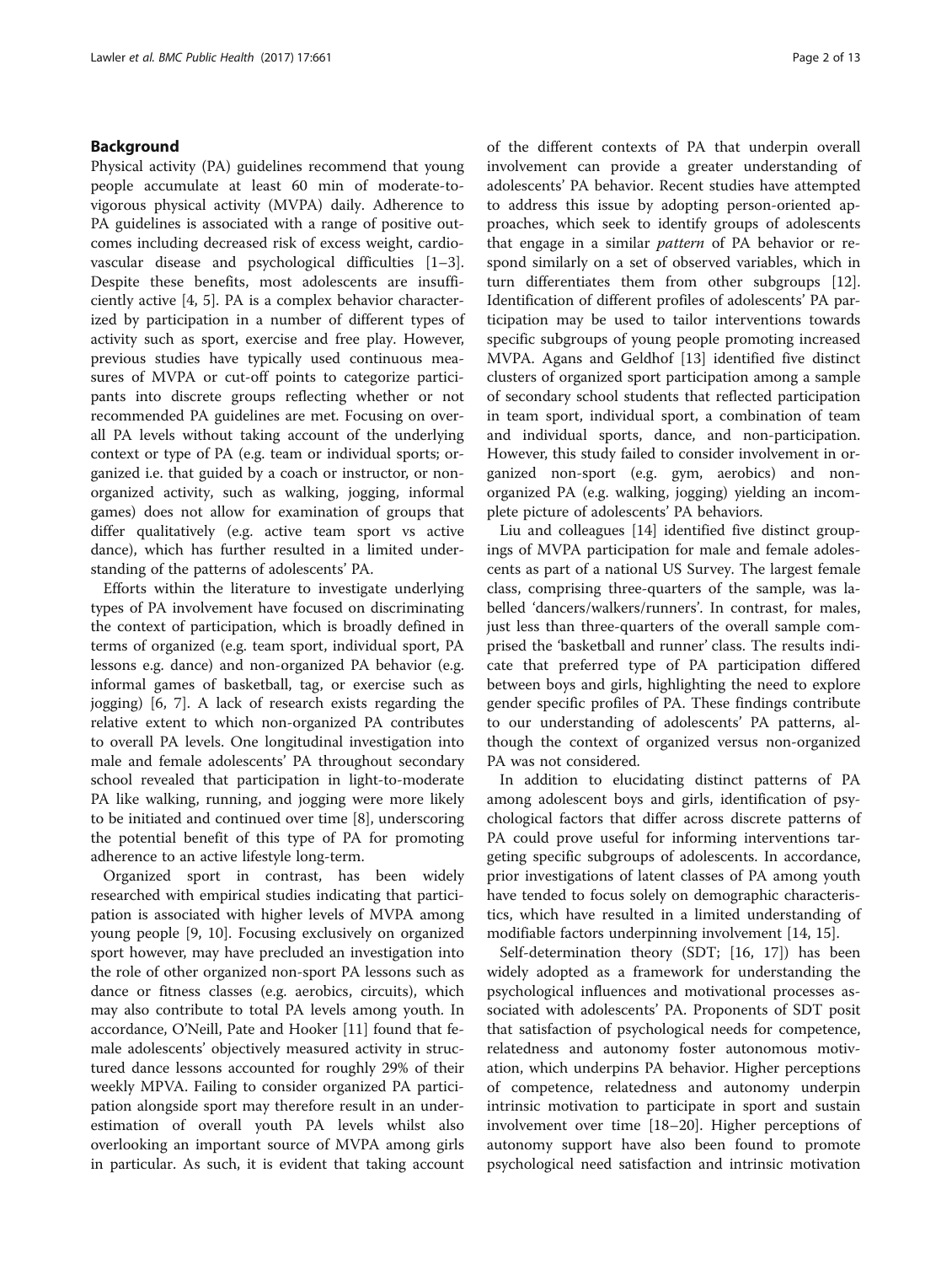## Background

Physical activity (PA) guidelines recommend that young people accumulate at least 60 min of moderate-to-vigorous physical activity (MVPA) daily. Adherence to PA guidelines is associated with a range of positive outcomes including decreased risk of excess weight, cardiovascular disease and psychological difficulties [1–3]. Despite these benefits, most adolescents are insufficiently active [4, 5]. PA is a complex behavior characterized by participation in a number of different types of activity such as sport, exercise and free play. However, previous studies have typically used continuous measures of MVPA or cut-off points to categorize participants into discrete groups reflecting whether or not recommended PA guidelines are met. Focusing on overall PA levels without taking account of the underlying context or type of PA (e.g. team or individual sports; organized i.e. that guided by a coach or instructor, or non-organized activity, such as walking, jogging, informal games) does not allow for examination of groups that differ qualitatively (e.g. active team sport vs active dance), which has further resulted in a limited understanding of the patterns of adolescents' PA.

Efforts within the literature to investigate underlying types of PA involvement have focused on discriminating the context of participation, which is broadly defined in terms of organized (e.g. team sport, individual sport, PA lessons e.g. dance) and non-organized PA behavior (e.g. informal games of basketball, tag, or exercise such as jogging) [6, 7]. A lack of research exists regarding the relative extent to which non-organized PA contributes to overall PA levels. One longitudinal investigation into male and female adolescents' PA throughout secondary school revealed that participation in light-to-moderate PA like walking, running, and jogging were more likely to be initiated and continued over time [8], underscoring the potential benefit of this type of PA for promoting adherence to an active lifestyle long-term.

Organized sport in contrast, has been widely researched with empirical studies indicating that participation is associated with higher levels of MVPA among young people [9, 10]. Focusing exclusively on organized sport however, may have precluded an investigation into the role of other organized non-sport PA lessons such as dance or fitness classes (e.g. aerobics, circuits), which may also contribute to total PA levels among youth. In accordance, O'Neill, Pate and Hooker [11] found that female adolescents' objectively measured activity in structured dance lessons accounted for roughly 29% of their weekly MPVA. Failing to consider organized PA participation alongside sport may therefore result in an underestimation of overall youth PA levels whilst also overlooking an important source of MVPA among girls in particular. As such, it is evident that taking account of the different contexts of PA that underpin overall involvement can provide a greater understanding of adolescents' PA behavior. Recent studies have attempted to address this issue by adopting person-oriented approaches, which seek to identify groups of adolescents that engage in a similar *pattern* of PA behavior or respond similarly on a set of observed variables, which in turn differentiates them from other subgroups [12]. Identification of different profiles of adolescents' PA participation may be used to tailor interventions towards specific subgroups of young people promoting increased MVPA. Agans and Geldhof [13] identified five distinct clusters of organized sport participation among a sample of secondary school students that reflected participation in team sport, individual sport, a combination of team and individual sports, dance, and non-participation. However, this study failed to consider involvement in organized non-sport (e.g. gym, aerobics) and non-organized PA (e.g. walking, jogging) yielding an incomplete picture of adolescents' PA behaviors.

Liu and colleagues [14] identified five distinct groupings of MVPA participation for male and female adolescents as part of a national US Survey. The largest female class, comprising three-quarters of the sample, was labelled 'dancers/walkers/runners'. In contrast, for males, just less than three-quarters of the overall sample comprised the 'basketball and runner' class. The results indicate that preferred type of PA participation differed between boys and girls, highlighting the need to explore gender specific profiles of PA. These findings contribute to our understanding of adolescents' PA patterns, although the context of organized versus non-organized PA was not considered.

In addition to elucidating distinct patterns of PA among adolescent boys and girls, identification of psychological factors that differ across discrete patterns of PA could prove useful for informing interventions targeting specific subgroups of adolescents. In accordance, prior investigations of latent classes of PA among youth have tended to focus solely on demographic characteristics, which have resulted in a limited understanding of modifiable factors underpinning involvement [14, 15].

Self-determination theory (SDT; [16, 17]) has been widely adopted as a framework for understanding the psychological influences and motivational processes associated with adolescents' PA. Proponents of SDT posit that satisfaction of psychological needs for competence, relatedness and autonomy foster autonomous motivation, which underpins PA behavior. Higher perceptions of competence, relatedness and autonomy underpin intrinsic motivation to participate in sport and sustain involvement over time [18–20]. Higher perceptions of autonomy support have also been found to promote psychological need satisfaction and intrinsic motivation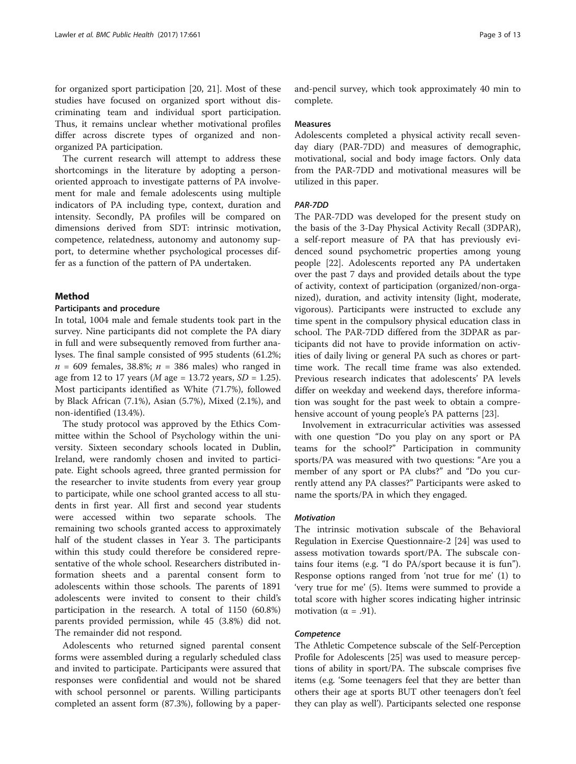for organized sport participation [20, 21]. Most of these studies have focused on organized sport without discriminating team and individual sport participation. Thus, it remains unclear whether motivational profiles differ across discrete types of organized and non-organized PA participation.

The current research will attempt to address these shortcomings in the literature by adopting a person-oriented approach to investigate patterns of PA involvement for male and female adolescents using multiple indicators of PA including type, context, duration and intensity. Secondly, PA profiles will be compared on dimensions derived from SDT: intrinsic motivation, competence, relatedness, autonomy and autonomy support, to determine whether psychological processes differ as a function of the pattern of PA undertaken.

## Method

### Participants and procedure

In total, 1004 male and female students took part in the survey. Nine participants did not complete the PA diary in full and were subsequently removed from further analyses. The final sample consisted of 995 students (61.2%; $n$ = 609 females, 38.8%; $n$ = 386 males) who ranged in age from 12 to 17 years ($M$ age = 13.72 years, $SD$ = 1.25). Most participants identified as White (71.7%), followed by Black African (7.1%), Asian (5.7%), Mixed (2.1%), and non-identified (13.4%).

The study protocol was approved by the Ethics Committee within the School of Psychology within the university. Sixteen secondary schools located in Dublin, Ireland, were randomly chosen and invited to participate. Eight schools agreed, three granted permission for the researcher to invite students from every year group to participate, while one school granted access to all students in first year. All first and second year students were accessed within two separate schools. The remaining two schools granted access to approximately half of the student classes in Year 3. The participants within this study could therefore be considered representative of the whole school. Researchers distributed information sheets and a parental consent form to adolescents within those schools. The parents of 1891 adolescents were invited to consent to their child's participation in the research. A total of 1150 (60.8%) parents provided permission, while 45 (3.8%) did not. The remainder did not respond.

Adolescents who returned signed parental consent forms were assembled during a regularly scheduled class and invited to participate. Participants were assured that responses were confidential and would not be shared with school personnel or parents. Willing participants completed an assent form (87.3%), following by a paper-and-pencil survey, which took approximately 40 min to complete.

### Measures

Adolescents completed a physical activity recall seven-day diary (PAR-7DD) and measures of demographic, motivational, social and body image factors. Only data from the PAR-7DD and motivational measures will be utilized in this paper.

#### *PAR-7DD*

The PAR-7DD was developed for the present study on the basis of the 3-Day Physical Activity Recall (3DPAR), a self-report measure of PA that has previously evidenced sound psychometric properties among young people [22]. Adolescents reported any PA undertaken over the past 7 days and provided details about the type of activity, context of participation (organized/non-organized), duration, and activity intensity (light, moderate, vigorous). Participants were instructed to exclude any time spent in the compulsory physical education class in school. The PAR-7DD differed from the 3DPAR as participants did not have to provide information on activities of daily living or general PA such as chores or part-time work. The recall time frame was also extended. Previous research indicates that adolescents' PA levels differ on weekday and weekend days, therefore information was sought for the past week to obtain a comprehensive account of young people's PA patterns [23].

Involvement in extracurricular activities was assessed with one question "Do you play on any sport or PA teams for the school?" Participation in community sports/PA was measured with two questions: "Are you a member of any sport or PA clubs?" and "Do you currently attend any PA classes?" Participants were asked to name the sports/PA in which they engaged.

#### *Motivation*

The intrinsic motivation subscale of the Behavioral Regulation in Exercise Questionnaire-2 [24] was used to assess motivation towards sport/PA. The subscale contains four items (e.g. "I do PA/sport because it is fun"). Response options ranged from 'not true for me' (1) to 'very true for me' (5). Items were summed to provide a total score with higher scores indicating higher intrinsic motivation ($\alpha$ = .91).

#### *Competence*

The Athletic Competence subscale of the Self-Perception Profile for Adolescents [25] was used to measure perceptions of ability in sport/PA. The subscale comprises five items (e.g. 'Some teenagers feel that they are better than others their age at sports BUT other teenagers don't feel they can play as well'). Participants selected one response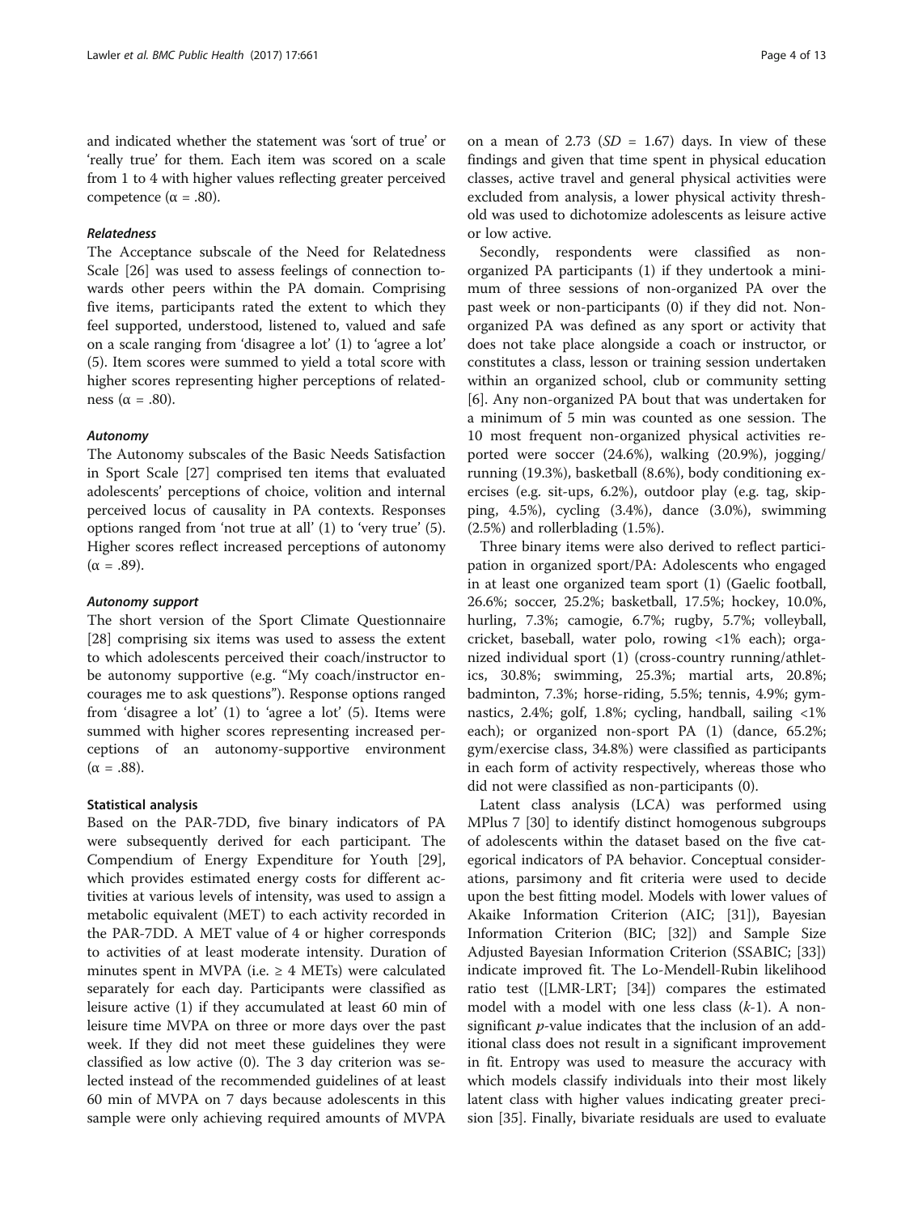and indicated whether the statement was 'sort of true' or 'really true' for them. Each item was scored on a scale from 1 to 4 with higher values reflecting greater perceived competence ($\alpha = .80$).

#### *Relatedness*

The Acceptance subscale of the Need for Relatedness Scale [26] was used to assess feelings of connection towards other peers within the PA domain. Comprising five items, participants rated the extent to which they feel supported, understood, listened to, valued and safe on a scale ranging from 'disagree a lot' (1) to 'agree a lot' (5). Item scores were summed to yield a total score with higher scores representing higher perceptions of relatedness ($\alpha = .80$).

#### *Autonomy*

The Autonomy subscales of the Basic Needs Satisfaction in Sport Scale [27] comprised ten items that evaluated adolescents' perceptions of choice, volition and internal perceived locus of causality in PA contexts. Responses options ranged from 'not true at all' (1) to 'very true' (5). Higher scores reflect increased perceptions of autonomy ($\alpha = .89$).

#### *Autonomy support*

The short version of the Sport Climate Questionnaire [28] comprising six items was used to assess the extent to which adolescents perceived their coach/instructor to be autonomy supportive (e.g. "My coach/instructor encourages me to ask questions"). Response options ranged from 'disagree a lot' (1) to 'agree a lot' (5). Items were summed with higher scores representing increased perceptions of an autonomy-supportive environment ($\alpha = .88$).

### Statistical analysis

Based on the PAR-7DD, five binary indicators of PA were subsequently derived for each participant. The Compendium of Energy Expenditure for Youth [29], which provides estimated energy costs for different activities at various levels of intensity, was used to assign a metabolic equivalent (MET) to each activity recorded in the PAR-7DD. A MET value of 4 or higher corresponds to activities of at least moderate intensity. Duration of minutes spent in MVPA (i.e. $\geq 4$ METs) were calculated separately for each day. Participants were classified as leisure active (1) if they accumulated at least 60 min of leisure time MVPA on three or more days over the past week. If they did not meet these guidelines they were classified as low active (0). The 3 day criterion was selected instead of the recommended guidelines of at least 60 min of MVPA on 7 days because adolescents in this sample were only achieving required amounts of MVPA on a mean of 2.73 ($SD = 1.67$) days. In view of these findings and given that time spent in physical education classes, active travel and general physical activities were excluded from analysis, a lower physical activity threshold was used to dichotomize adolescents as leisure active or low active.

Secondly, respondents were classified as non-organized PA participants (1) if they undertook a minimum of three sessions of non-organized PA over the past week or non-participants (0) if they did not. Non-organized PA was defined as any sport or activity that does not take place alongside a coach or instructor, or constitutes a class, lesson or training session undertaken within an organized school, club or community setting [6]. Any non-organized PA bout that was undertaken for a minimum of 5 min was counted as one session. The 10 most frequent non-organized physical activities reported were soccer (24.6%), walking (20.9%), jogging/running (19.3%), basketball (8.6%), body conditioning exercises (e.g. sit-ups, 6.2%), outdoor play (e.g. tag, skipping, 4.5%), cycling (3.4%), dance (3.0%), swimming (2.5%) and rollerblading (1.5%).

Three binary items were also derived to reflect participation in organized sport/PA: Adolescents who engaged in at least one organized team sport (1) (Gaelic football, 26.6%; soccer, 25.2%; basketball, 17.5%; hockey, 10.0%, hurling, 7.3%; camogie, 6.7%; rugby, 5.7%; volleyball, cricket, baseball, water polo, rowing <1% each); organized individual sport (1) (cross-country running/athletics, 30.8%; swimming, 25.3%; martial arts, 20.8%; badminton, 7.3%; horse-riding, 5.5%; tennis, 4.9%; gymnastics, 2.4%; golf, 1.8%; cycling, handball, sailing <1% each); or organized non-sport PA (1) (dance, 65.2%; gym/exercise class, 34.8%) were classified as participants in each form of activity respectively, whereas those who did not were classified as non-participants (0).

Latent class analysis (LCA) was performed using MPlus 7 [30] to identify distinct homogenous subgroups of adolescents within the dataset based on the five categorical indicators of PA behavior. Conceptual considerations, parsimony and fit criteria were used to decide upon the best fitting model. Models with lower values of Akaike Information Criterion (AIC; [31]), Bayesian Information Criterion (BIC; [32]) and Sample Size Adjusted Bayesian Information Criterion (SSABIC; [33]) indicate improved fit. The Lo-Mendell-Rubin likelihood ratio test ([LMR-LRT; [34]) compares the estimated model with a model with one less class ($k$-1). A non-significant $p$-value indicates that the inclusion of an additional class does not result in a significant improvement in fit. Entropy was used to measure the accuracy with which models classify individuals into their most likely latent class with higher values indicating greater precision [35]. Finally, bivariate residuals are used to evaluate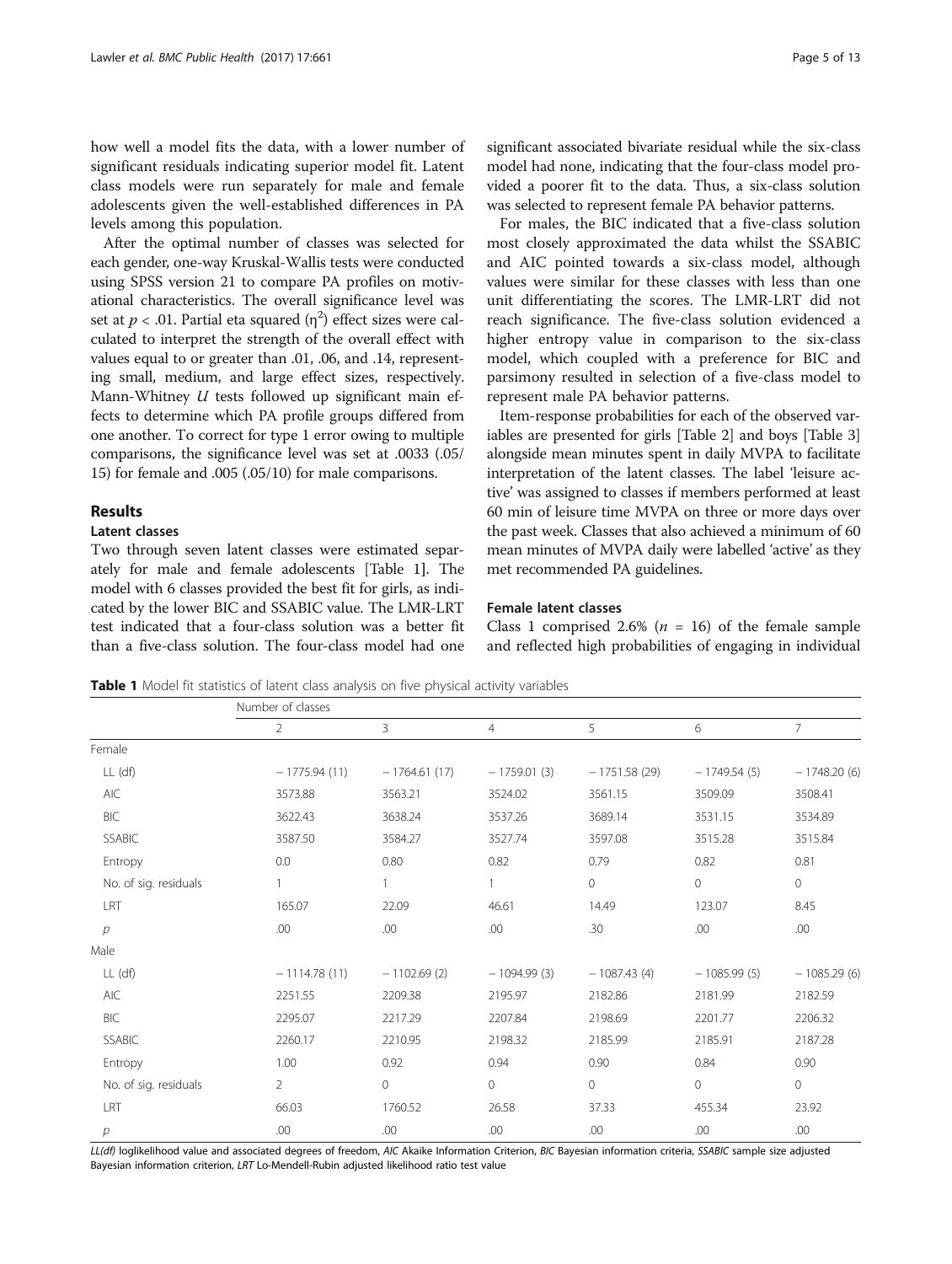how well a model fits the data, with a lower number of significant residuals indicating superior model fit. Latent class models were run separately for male and female adolescents given the well-established differences in PA levels among this population.

After the optimal number of classes was selected for each gender, one-way Kruskal-Wallis tests were conducted using SPSS version 21 to compare PA profiles on motivational characteristics. The overall significance level was set at $p < .01$. Partial eta squared ($\eta^2$) effect sizes were calculated to interpret the strength of the overall effect with values equal to or greater than .01, .06, and .14, representing small, medium, and large effect sizes, respectively. Mann-Whitney *U* tests followed up significant main effects to determine which PA profile groups differed from one another. To correct for type 1 error owing to multiple comparisons, the significance level was set at .0033 (.05/15) for female and .005 (.05/10) for male comparisons.

## Results

### Latent classes

Two through seven latent classes were estimated separately for male and female adolescents [Table 1]. The model with 6 classes provided the best fit for girls, as indicated by the lower BIC and SSABIC value. The LMR-LRT test indicated that a four-class solution was a better fit than a five-class solution. The four-class model had one significant associated bivariate residual while the six-class model had none, indicating that the four-class model provided a poorer fit to the data. Thus, a six-class solution was selected to represent female PA behavior patterns.

For males, the BIC indicated that a five-class solution most closely approximated the data whilst the SSABIC and AIC pointed towards a six-class model, although values were similar for these classes with less than one unit differentiating the scores. The LMR-LRT did not reach significance. The five-class solution evidenced a higher entropy value in comparison to the six-class model, which coupled with a preference for BIC and parsimony resulted in selection of a five-class model to represent male PA behavior patterns.

Item-response probabilities for each of the observed variables are presented for girls [Table 2] and boys [Table 3] alongside mean minutes spent in daily MVPA to facilitate interpretation of the latent classes. The label 'leisure active' was assigned to classes if members performed at least 60 min of leisure time MVPA on three or more days over the past week. Classes that also achieved a minimum of 60 mean minutes of MVPA daily were labelled 'active' as they met recommended PA guidelines.

### Female latent classes

Class 1 comprised 2.6% ($n$ = 16) of the female sample and reflected high probabilities of engaging in individual

**Table 1** Model fit statistics of latent class analysis on five physical activity variables

| | Number of classes | | | | | |
|---|---|---|---|---|---|---|
| | 2 | 3 | 4 | 5 | 6 | 7 |
| Female | | | | | | |
| LL (df) | − 1775.94 (11) | − 1764.61 (17) | − 1759.01 (3) | − 1751.58 (29) | − 1749.54 (5) | − 1748.20 (6) |
| AIC | 3573.88 | 3563.21 | 3524.02 | 3561.15 | 3509.09 | 3508.41 |
| BIC | 3622.43 | 3638.24 | 3537.26 | 3689.14 | 3531.15 | 3534.89 |
| SSABIC | 3587.50 | 3584.27 | 3527.74 | 3597.08 | 3515.28 | 3515.84 |
| Entropy | 0.0 | 0.80 | 0.82 | 0.79 | 0.82 | 0.81 |
| No. of sig. residuals | 1 | 1 | 1 | 0 | 0 | 0 |
| LRT | 165.07 | 22.09 | 46.61 | 14.49 | 123.07 | 8.45 |
| *p* | .00 | .00 | .00 | .30 | .00 | .00 |
| Male | | | | | | |
| LL (df) | − 1114.78 (11) | − 1102.69 (2) | − 1094.99 (3) | − 1087.43 (4) | − 1085.99 (5) | − 1085.29 (6) |
| AIC | 2251.55 | 2209.38 | 2195.97 | 2182.86 | 2181.99 | 2182.59 |
| BIC | 2295.07 | 2217.29 | 2207.84 | 2198.69 | 2201.77 | 2206.32 |
| SSABIC | 2260.17 | 2210.95 | 2198.32 | 2185.99 | 2185.91 | 2187.28 |
| Entropy | 1.00 | 0.92 | 0.94 | 0.90 | 0.84 | 0.90 |
| No. of sig. residuals | 2 | 0 | 0 | 0 | 0 | 0 |
| LRT | 66.03 | 1760.52 | 26.58 | 37.33 | 455.34 | 23.92 |
| *p* | .00 | .00 | .00 | .00 | .00 | .00 |

*LL(df)* loglikelihood value and associated degrees of freedom, *AIC* Akaike Information Criterion, *BIC* Bayesian information criteria, *SSABIC* sample size adjusted Bayesian information criterion, *LRT* Lo-Mendell-Rubin adjusted likelihood ratio test value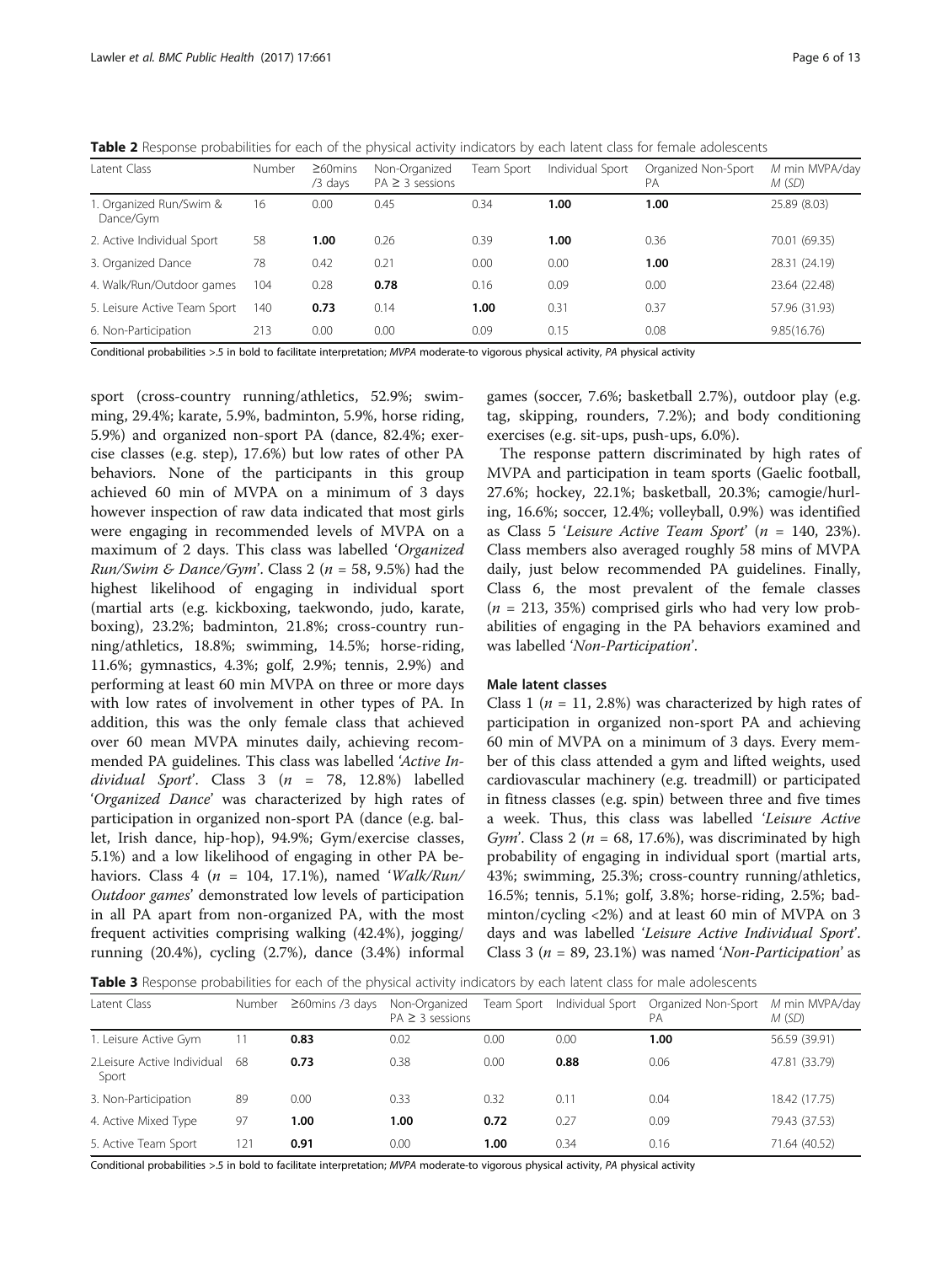**Table 2** Response probabilities for each of the physical activity indicators by each latent class for female adolescents

| Latent Class | Number | ≥60mins /3 days | Non-Organized PA ≥ 3 sessions | Team Sport | Individual Sport | Organized Non-Sport PA | M min MVPA/day M (SD) |
|---|---|---|---|---|---|---|---|
| 1. Organized Run/Swim & Dance/Gym | 16 | 0.00 | 0.45 | 0.34 | **1.00** | **1.00** | 25.89 (8.03) |
| 2. Active Individual Sport | 58 | **1.00** | 0.26 | 0.39 | **1.00** | 0.36 | 70.01 (69.35) |
| 3. Organized Dance | 78 | 0.42 | 0.21 | 0.00 | 0.00 | **1.00** | 28.31 (24.19) |
| 4. Walk/Run/Outdoor games | 104 | 0.28 | **0.78** | 0.16 | 0.09 | 0.00 | 23.64 (22.48) |
| 5. Leisure Active Team Sport | 140 | **0.73** | 0.14 | **1.00** | 0.31 | 0.37 | 57.96 (31.93) |
| 6. Non-Participation | 213 | 0.00 | 0.00 | 0.09 | 0.15 | 0.08 | 9.85(16.76) |

Conditional probabilities >.5 in bold to facilitate interpretation; *MVPA* moderate-to vigorous physical activity, *PA* physical activity

sport (cross-country running/athletics, 52.9%; swimming, 29.4%; karate, 5.9%, badminton, 5.9%, horse riding, 5.9%) and organized non-sport PA (dance, 82.4%; exercise classes (e.g. step), 17.6%) but low rates of other PA behaviors. None of the participants in this group achieved 60 min of MVPA on a minimum of 3 days however inspection of raw data indicated that most girls were engaging in recommended levels of MVPA on a maximum of 2 days. This class was labelled '*Organized Run/Swim & Dance/Gym*'. Class 2 ($n$ = 58, 9.5%) had the highest likelihood of engaging in individual sport (martial arts (e.g. kickboxing, taekwondo, judo, karate, boxing), 23.2%; badminton, 21.8%; cross-country running/athletics, 18.8%; swimming, 14.5%; horse-riding, 11.6%; gymnastics, 4.3%; golf, 2.9%; tennis, 2.9%) and performing at least 60 min MVPA on three or more days with low rates of involvement in other types of PA. In addition, this was the only female class that achieved over 60 mean MVPA minutes daily, achieving recommended PA guidelines. This class was labelled '*Active Individual Sport*'. Class 3 ($n$ = 78, 12.8%) labelled '*Organized Dance*' was characterized by high rates of participation in organized non-sport PA (dance (e.g. ballet, Irish dance, hip-hop), 94.9%; Gym/exercise classes, 5.1%) and a low likelihood of engaging in other PA behaviors. Class 4 ($n$ = 104, 17.1%), named '*Walk/Run/Outdoor games*' demonstrated low levels of participation in all PA apart from non-organized PA, with the most frequent activities comprising walking (42.4%), jogging/running (20.4%), cycling (2.7%), dance (3.4%) informal games (soccer, 7.6%; basketball 2.7%), outdoor play (e.g. tag, skipping, rounders, 7.2%); and body conditioning exercises (e.g. sit-ups, push-ups, 6.0%).

The response pattern discriminated by high rates of MVPA and participation in team sports (Gaelic football, 27.6%; hockey, 22.1%; basketball, 20.3%; camogie/hurling, 16.6%; soccer, 12.4%; volleyball, 0.9%) was identified as Class 5 '*Leisure Active Team Sport*' ($n$ = 140, 23%). Class members also averaged roughly 58 mins of MVPA daily, just below recommended PA guidelines. Finally, Class 6, the most prevalent of the female classes ($n$ = 213, 35%) comprised girls who had very low probabilities of engaging in the PA behaviors examined and was labelled '*Non-Participation*'.

### Male latent classes

Class 1 ($n$ = 11, 2.8%) was characterized by high rates of participation in organized non-sport PA and achieving 60 min of MVPA on a minimum of 3 days. Every member of this class attended a gym and lifted weights, used cardiovascular machinery (e.g. treadmill) or participated in fitness classes (e.g. spin) between three and five times a week. Thus, this class was labelled '*Leisure Active Gym*'. Class 2 ($n$ = 68, 17.6%), was discriminated by high probability of engaging in individual sport (martial arts, 43%; swimming, 25.3%; cross-country running/athletics, 16.5%; tennis, 5.1%; golf, 3.8%; horse-riding, 2.5%; badminton/cycling <2%) and at least 60 min of MVPA on 3 days and was labelled '*Leisure Active Individual Sport*'. Class 3 ($n$ = 89, 23.1%) was named '*Non-Participation*' as

**Table 3** Response probabilities for each of the physical activity indicators by each latent class for male adolescents

| Latent Class | Number | ≥60mins /3 days | Non-Organized PA ≥ 3 sessions | Team Sport | Individual Sport | Organized Non-Sport PA | M min MVPA/day M (SD) |
|---|---|---|---|---|---|---|---|
| 1. Leisure Active Gym | 11 | **0.83** | 0.02 | 0.00 | 0.00 | **1.00** | 56.59 (39.91) |
| 2.Leisure Active Individual Sport | 68 | **0.73** | 0.38 | 0.00 | **0.88** | 0.06 | 47.81 (33.79) |
| 3. Non-Participation | 89 | 0.00 | 0.33 | 0.32 | 0.11 | 0.04 | 18.42 (17.75) |
| 4. Active Mixed Type | 97 | **1.00** | **1.00** | **0.72** | 0.27 | 0.09 | 79.43 (37.53) |
| 5. Active Team Sport | 121 | **0.91** | 0.00 | **1.00** | 0.34 | 0.16 | 71.64 (40.52) |

Conditional probabilities >.5 in bold to facilitate interpretation; *MVPA* moderate-to vigorous physical activity, *PA* physical activity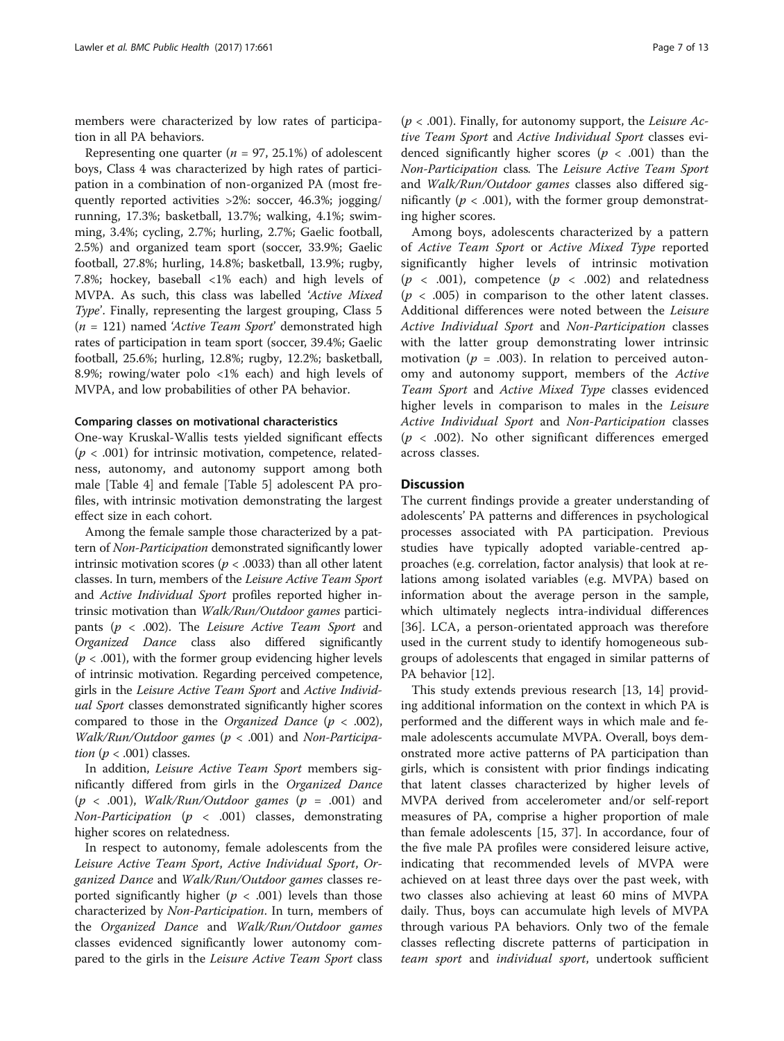members were characterized by low rates of participation in all PA behaviors.

Representing one quarter ($n$ = 97, 25.1%) of adolescent boys, Class 4 was characterized by high rates of participation in a combination of non-organized PA (most frequently reported activities >2%: soccer, 46.3%; jogging/running, 17.3%; basketball, 13.7%; walking, 4.1%; swimming, 3.4%; cycling, 2.7%; hurling, 2.7%; Gaelic football, 2.5%) and organized team sport (soccer, 33.9%; Gaelic football, 27.8%; hurling, 14.8%; basketball, 13.9%; rugby, 7.8%; hockey, baseball <1% each) and high levels of MVPA. As such, this class was labelled '*Active Mixed Type*'. Finally, representing the largest grouping, Class 5 ($n$ = 121) named '*Active Team Sport*' demonstrated high rates of participation in team sport (soccer, 39.4%; Gaelic football, 25.6%; hurling, 12.8%; rugby, 12.2%; basketball, 8.9%; rowing/water polo <1% each) and high levels of MVPA, and low probabilities of other PA behavior.

#### Comparing classes on motivational characteristics

One-way Kruskal-Wallis tests yielded significant effects ($p$ < .001) for intrinsic motivation, competence, relatedness, autonomy, and autonomy support among both male [Table 4] and female [Table 5] adolescent PA profiles, with intrinsic motivation demonstrating the largest effect size in each cohort.

Among the female sample those characterized by a pattern of *Non-Participation* demonstrated significantly lower intrinsic motivation scores ($p$ < .0033) than all other latent classes. In turn, members of the *Leisure Active Team Sport* and *Active Individual Sport* profiles reported higher intrinsic motivation than *Walk/Run/Outdoor games* participants ($p$ < .002). The *Leisure Active Team Sport* and *Organized Dance* class also differed significantly ($p$ < .001), with the former group evidencing higher levels of intrinsic motivation. Regarding perceived competence, girls in the *Leisure Active Team Sport* and *Active Individual Sport* classes demonstrated significantly higher scores compared to those in the *Organized Dance* ($p$ < .002), *Walk/Run/Outdoor games* ($p$ < .001) and *Non-Participation* ($p$ < .001) classes.

In addition, *Leisure Active Team Sport* members significantly differed from girls in the *Organized Dance* ($p$ < .001), *Walk/Run/Outdoor games* ($p$ = .001) and *Non-Participation* ($p$ < .001) classes, demonstrating higher scores on relatedness.

In respect to autonomy, female adolescents from the *Leisure Active Team Sport*, *Active Individual Sport*, *Organized Dance* and *Walk/Run/Outdoor games* classes reported significantly higher ($p$ < .001) levels than those characterized by *Non-Participation*. In turn, members of the *Organized Dance* and *Walk/Run/Outdoor games* classes evidenced significantly lower autonomy compared to the girls in the *Leisure Active Team Sport* class ($p$ < .001). Finally, for autonomy support, the *Leisure Active Team Sport* and *Active Individual Sport* classes evidenced significantly higher scores ($p$ < .001) than the *Non-Participation* class*.* The *Leisure Active Team Sport* and *Walk/Run/Outdoor games* classes also differed significantly ($p$ < .001), with the former group demonstrating higher scores.

Among boys, adolescents characterized by a pattern of *Active Team Sport* or *Active Mixed Type* reported significantly higher levels of intrinsic motivation ($p$ < .001), competence ($p$ < .002) and relatedness ($p$ < .005) in comparison to the other latent classes. Additional differences were noted between the *Leisure Active Individual Sport* and *Non-Participation* classes with the latter group demonstrating lower intrinsic motivation ($p$ = .003). In relation to perceived autonomy and autonomy support, members of the *Active Team Sport* and *Active Mixed Type* classes evidenced higher levels in comparison to males in the *Leisure Active Individual Sport* and *Non-Participation* classes ($p$ < .002). No other significant differences emerged across classes.

## Discussion

The current findings provide a greater understanding of adolescents' PA patterns and differences in psychological processes associated with PA participation. Previous studies have typically adopted variable-centred approaches (e.g. correlation, factor analysis) that look at relations among isolated variables (e.g. MVPA) based on information about the average person in the sample, which ultimately neglects intra-individual differences [36]. LCA, a person-orientated approach was therefore used in the current study to identify homogeneous subgroups of adolescents that engaged in similar patterns of PA behavior [12].

This study extends previous research [13, 14] providing additional information on the context in which PA is performed and the different ways in which male and female adolescents accumulate MVPA. Overall, boys demonstrated more active patterns of PA participation than girls, which is consistent with prior findings indicating that latent classes characterized by higher levels of MVPA derived from accelerometer and/or self-report measures of PA, comprise a higher proportion of male than female adolescents [15, 37]. In accordance, four of the five male PA profiles were considered leisure active, indicating that recommended levels of MVPA were achieved on at least three days over the past week, with two classes also achieving at least 60 mins of MVPA daily. Thus, boys can accumulate high levels of MVPA through various PA behaviors. Only two of the female classes reflecting discrete patterns of participation in *team sport* and *individual sport*, undertook sufficient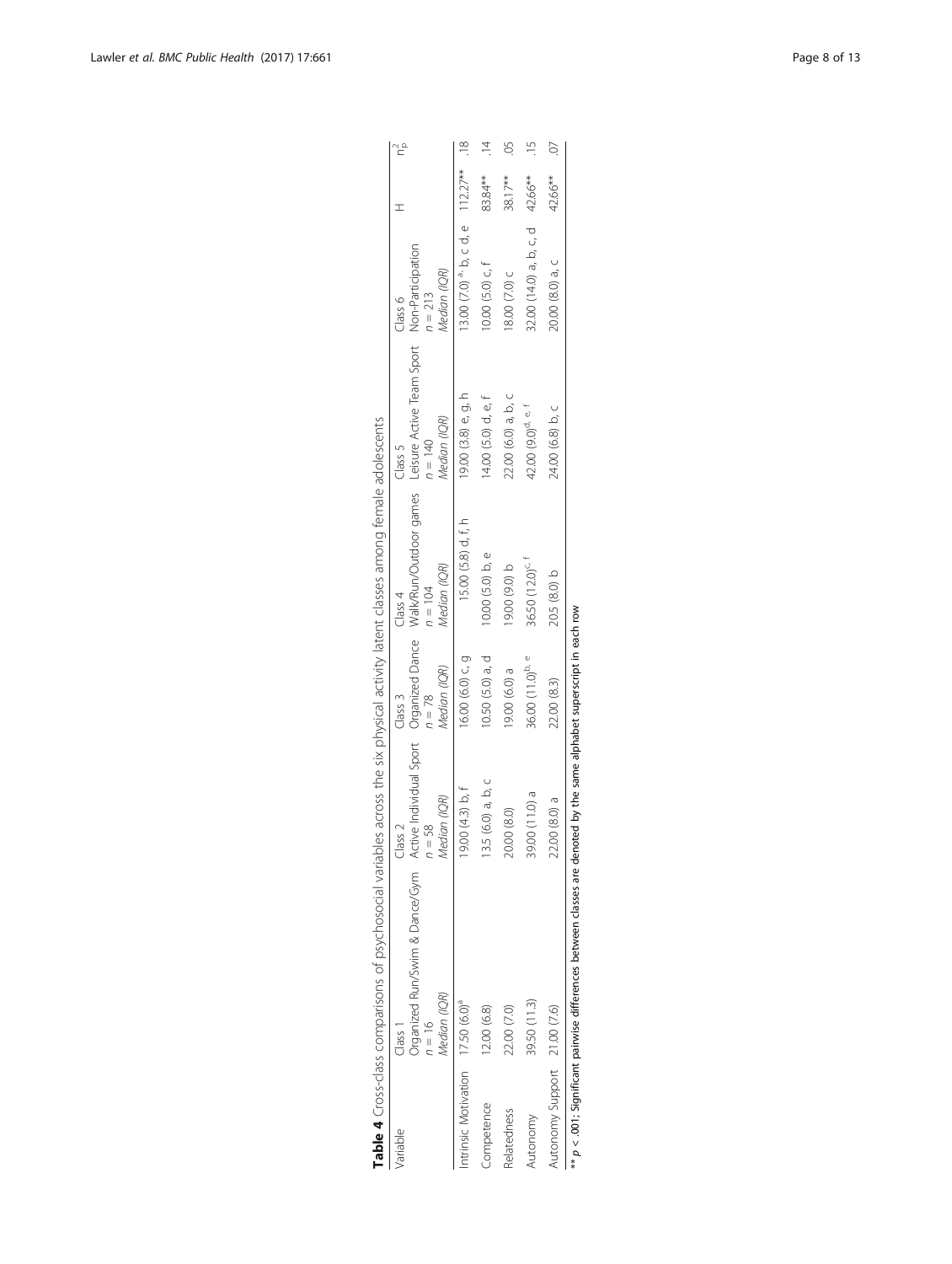**Table 4** Cross-class comparisons of psychosocial variables across the six physical activity latent classes among female adolescents

| Variable | Class 1<br>Organized Run/Swim & Dance/Gym<br>$n = 16$<br>*Median (IQR)* | Class 2<br>Active Individual Sport<br>$n = 58$<br>*Median (IQR)* | Class 3<br>Organized Dance<br>$n = 78$<br>*Median (IQR)* | Class 4<br>Walk/Run/Outdoor games<br>$n = 104$<br>*Median (IQR)* | Class 5<br>Leisure Active Team Sport<br>$n = 140$<br>*Median (IQR)* | Class 6<br>Non-Participation<br>$n = 213$<br>*Median (IQR)* | H | $\eta^2_p$ |
|---|---|---|---|---|---|---|---|---|
| Intrinsic Motivation | 17.50 (6.0)[a] | 19.00 (4.3) b, f | 16.00 (6.0) c, g | 15.00 (5.8) d, f, h | 19.00 (3.8) e, g, h | 13.00 (7.0) [a], b, c d, e | 112.27** | .18 |
| Competence | 12.00 (6.8) | 13.5 (6.0) a, b, c | 10.50 (5.0) a, d | 10.00 (5.0) b, e | 14.00 (5.0) d, e, f | 10.00 (5.0) c, f | 83.84** | .14 |
| Relatedness | 22.00 (7.0) | 20.00 (8.0) | 19.00 (6.0) a | 19.00 (9.0) b | 22.00 (6.0) a, b, c | 18.00 (7.0) c | 38.17** | .05 |
| Autonomy | 39.50 (11.3) | 39.00 (11.0) a | 36.00 (11.0)[b, e] | 36.50 (12.0)[c, f] | 42.00 (9.0)[d, e, f] | 32.00 (14.0) a, b, c, d | 42.66** | .15 |
| Autonomy Support | 21.00 (7.6) | 22.00 (8.0) a | 22.00 (8.3) | 20.5 (8.0) b | 24.00 (6.8) b, c | 20.00 (8.0) a, c | 42.66** | .07 |

** $p < .001$; Significant pairwise differences between classes are denoted by the same alphabet superscript in each row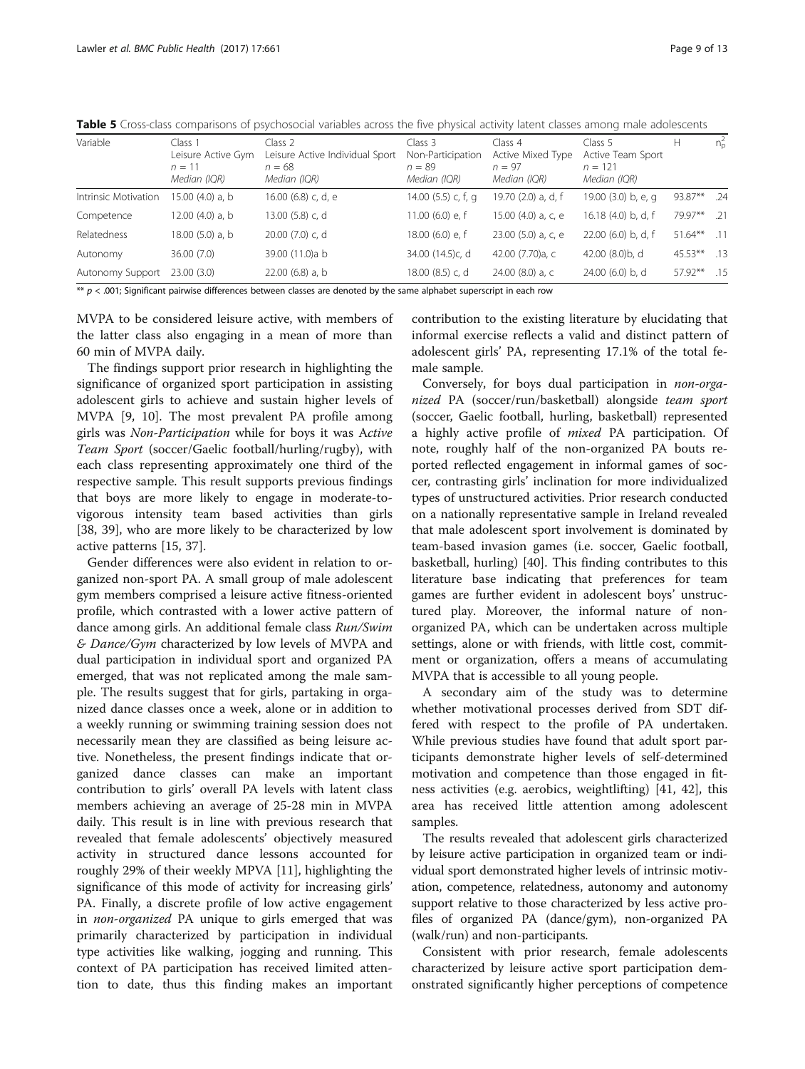**Table 5** Cross-class comparisons of psychosocial variables across the five physical activity latent classes among male adolescents

| Variable | Class 1 Leisure Active Gym $n = 11$ Median (IQR) | Class 2 Leisure Active Individual Sport $n = 68$ Median (IQR) | Class 3 Non-Participation $n = 89$ Median (IQR) | Class 4 Active Mixed Type $n = 97$ Median (IQR) | Class 5 Active Team Sport $n = 121$ Median (IQR) | H | $\eta_p^2$ |
|---|---|---|---|---|---|---|---|
| Intrinsic Motivation | 15.00 (4.0) a, b | 16.00 (6.8) c, d, e | 14.00 (5.5) c, f, g | 19.70 (2.0) a, d, f | 19.00 (3.0) b, e, g | 93.87** | .24 |
| Competence | 12.00 (4.0) a, b | 13.00 (5.8) c, d | 11.00 (6.0) e, f | 15.00 (4.0) a, c, e | 16.18 (4.0) b, d, f | 79.97** | .21 |
| Relatedness | 18.00 (5.0) a, b | 20.00 (7.0) c, d | 18.00 (6.0) e, f | 23.00 (5.0) a, c, e | 22.00 (6.0) b, d, f | 51.64** | .11 |
| Autonomy | 36.00 (7.0) | 39.00 (11.0)a b | 34.00 (14.5)c, d | 42.00 (7.70)a, c | 42.00 (8.0)b, d | 45.53** | .13 |
| Autonomy Support | 23.00 (3.0) | 22.00 (6.8) a, b | 18.00 (8.5) c, d | 24.00 (8.0) a, c | 24.00 (6.0) b, d | 57.92** | .15 |

** $p < .001$; Significant pairwise differences between classes are denoted by the same alphabet superscript in each row

MVPA to be considered leisure active, with members of the latter class also engaging in a mean of more than 60 min of MVPA daily.

The findings support prior research in highlighting the significance of organized sport participation in assisting adolescent girls to achieve and sustain higher levels of MVPA [9, 10]. The most prevalent PA profile among girls was *Non-Participation* while for boys it was A*ctive Team Sport* (soccer/Gaelic football/hurling/rugby), with each class representing approximately one third of the respective sample. This result supports previous findings that boys are more likely to engage in moderate-to-vigorous intensity team based activities than girls [38, 39], who are more likely to be characterized by low active patterns [15, 37].

Gender differences were also evident in relation to organized non-sport PA. A small group of male adolescent gym members comprised a leisure active fitness-oriented profile, which contrasted with a lower active pattern of dance among girls. An additional female class *Run/Swim & Dance/Gym* characterized by low levels of MVPA and dual participation in individual sport and organized PA emerged, that was not replicated among the male sample. The results suggest that for girls, partaking in organized dance classes once a week, alone or in addition to a weekly running or swimming training session does not necessarily mean they are classified as being leisure active. Nonetheless, the present findings indicate that organized dance classes can make an important contribution to girls' overall PA levels with latent class members achieving an average of 25-28 min in MVPA daily. This result is in line with previous research that revealed that female adolescents' objectively measured activity in structured dance lessons accounted for roughly 29% of their weekly MPVA [11], highlighting the significance of this mode of activity for increasing girls' PA. Finally, a discrete profile of low active engagement in *non-organized* PA unique to girls emerged that was primarily characterized by participation in individual type activities like walking, jogging and running. This context of PA participation has received limited attention to date, thus this finding makes an important contribution to the existing literature by elucidating that informal exercise reflects a valid and distinct pattern of adolescent girls' PA, representing 17.1% of the total female sample.

Conversely, for boys dual participation in *non-organized* PA (soccer/run/basketball) alongside *team sport* (soccer, Gaelic football, hurling, basketball) represented a highly active profile of *mixed* PA participation. Of note, roughly half of the non-organized PA bouts reported reflected engagement in informal games of soccer, contrasting girls' inclination for more individualized types of unstructured activities. Prior research conducted on a nationally representative sample in Ireland revealed that male adolescent sport involvement is dominated by team-based invasion games (i.e. soccer, Gaelic football, basketball, hurling) [40]. This finding contributes to this literature base indicating that preferences for team games are further evident in adolescent boys' unstructured play. Moreover, the informal nature of non-organized PA, which can be undertaken across multiple settings, alone or with friends, with little cost, commitment or organization, offers a means of accumulating MVPA that is accessible to all young people.

A secondary aim of the study was to determine whether motivational processes derived from SDT differed with respect to the profile of PA undertaken. While previous studies have found that adult sport participants demonstrate higher levels of self-determined motivation and competence than those engaged in fitness activities (e.g. aerobics, weightlifting) [41, 42], this area has received little attention among adolescent samples.

The results revealed that adolescent girls characterized by leisure active participation in organized team or individual sport demonstrated higher levels of intrinsic motivation, competence, relatedness, autonomy and autonomy support relative to those characterized by less active profiles of organized PA (dance/gym), non-organized PA (walk/run) and non-participants.

Consistent with prior research, female adolescents characterized by leisure active sport participation demonstrated significantly higher perceptions of competence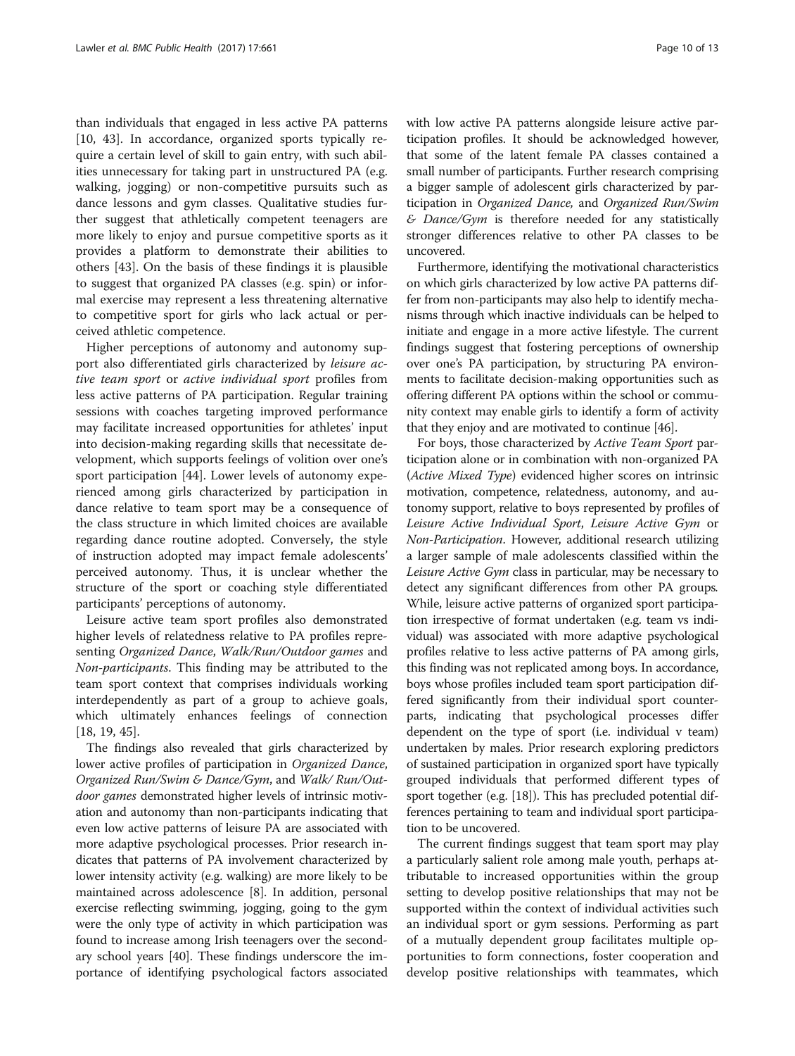than individuals that engaged in less active PA patterns [10, 43]. In accordance, organized sports typically require a certain level of skill to gain entry, with such abilities unnecessary for taking part in unstructured PA (e.g. walking, jogging) or non-competitive pursuits such as dance lessons and gym classes. Qualitative studies further suggest that athletically competent teenagers are more likely to enjoy and pursue competitive sports as it provides a platform to demonstrate their abilities to others [43]. On the basis of these findings it is plausible to suggest that organized PA classes (e.g. spin) or informal exercise may represent a less threatening alternative to competitive sport for girls who lack actual or perceived athletic competence.

Higher perceptions of autonomy and autonomy support also differentiated girls characterized by *leisure active team sport* or *active individual sport* profiles from less active patterns of PA participation. Regular training sessions with coaches targeting improved performance may facilitate increased opportunities for athletes' input into decision-making regarding skills that necessitate development, which supports feelings of volition over one's sport participation [44]. Lower levels of autonomy experienced among girls characterized by participation in dance relative to team sport may be a consequence of the class structure in which limited choices are available regarding dance routine adopted. Conversely, the style of instruction adopted may impact female adolescents' perceived autonomy. Thus, it is unclear whether the structure of the sport or coaching style differentiated participants' perceptions of autonomy.

Leisure active team sport profiles also demonstrated higher levels of relatedness relative to PA profiles representing *Organized Dance*, *Walk/Run/Outdoor games* and *Non-participants*. This finding may be attributed to the team sport context that comprises individuals working interdependently as part of a group to achieve goals, which ultimately enhances feelings of connection [18, 19, 45].

The findings also revealed that girls characterized by lower active profiles of participation in *Organized Dance*, *Organized Run/Swim & Dance/Gym*, and *Walk/ Run/Outdoor games* demonstrated higher levels of intrinsic motivation and autonomy than non-participants indicating that even low active patterns of leisure PA are associated with more adaptive psychological processes. Prior research indicates that patterns of PA involvement characterized by lower intensity activity (e.g. walking) are more likely to be maintained across adolescence [8]. In addition, personal exercise reflecting swimming, jogging, going to the gym were the only type of activity in which participation was found to increase among Irish teenagers over the secondary school years [40]. These findings underscore the importance of identifying psychological factors associated with low active PA patterns alongside leisure active participation profiles. It should be acknowledged however, that some of the latent female PA classes contained a small number of participants. Further research comprising a bigger sample of adolescent girls characterized by participation in *Organized Dance,* and *Organized Run/Swim & Dance/Gym* is therefore needed for any statistically stronger differences relative to other PA classes to be uncovered.

Furthermore, identifying the motivational characteristics on which girls characterized by low active PA patterns differ from non-participants may also help to identify mechanisms through which inactive individuals can be helped to initiate and engage in a more active lifestyle. The current findings suggest that fostering perceptions of ownership over one's PA participation, by structuring PA environments to facilitate decision-making opportunities such as offering different PA options within the school or community context may enable girls to identify a form of activity that they enjoy and are motivated to continue [46].

For boys, those characterized by *Active Team Sport* participation alone or in combination with non-organized PA (*Active Mixed Type*) evidenced higher scores on intrinsic motivation, competence, relatedness, autonomy, and autonomy support, relative to boys represented by profiles of *Leisure Active Individual Sport*, *Leisure Active Gym* or *Non-Participation*. However, additional research utilizing a larger sample of male adolescents classified within the *Leisure Active Gym* class in particular, may be necessary to detect any significant differences from other PA groups. While, leisure active patterns of organized sport participation irrespective of format undertaken (e.g. team vs individual) was associated with more adaptive psychological profiles relative to less active patterns of PA among girls, this finding was not replicated among boys. In accordance, boys whose profiles included team sport participation differed significantly from their individual sport counterparts, indicating that psychological processes differ dependent on the type of sport (i.e. individual v team) undertaken by males. Prior research exploring predictors of sustained participation in organized sport have typically grouped individuals that performed different types of sport together (e.g. [18]). This has precluded potential differences pertaining to team and individual sport participation to be uncovered.

The current findings suggest that team sport may play a particularly salient role among male youth, perhaps attributable to increased opportunities within the group setting to develop positive relationships that may not be supported within the context of individual activities such an individual sport or gym sessions. Performing as part of a mutually dependent group facilitates multiple opportunities to form connections, foster cooperation and develop positive relationships with teammates, which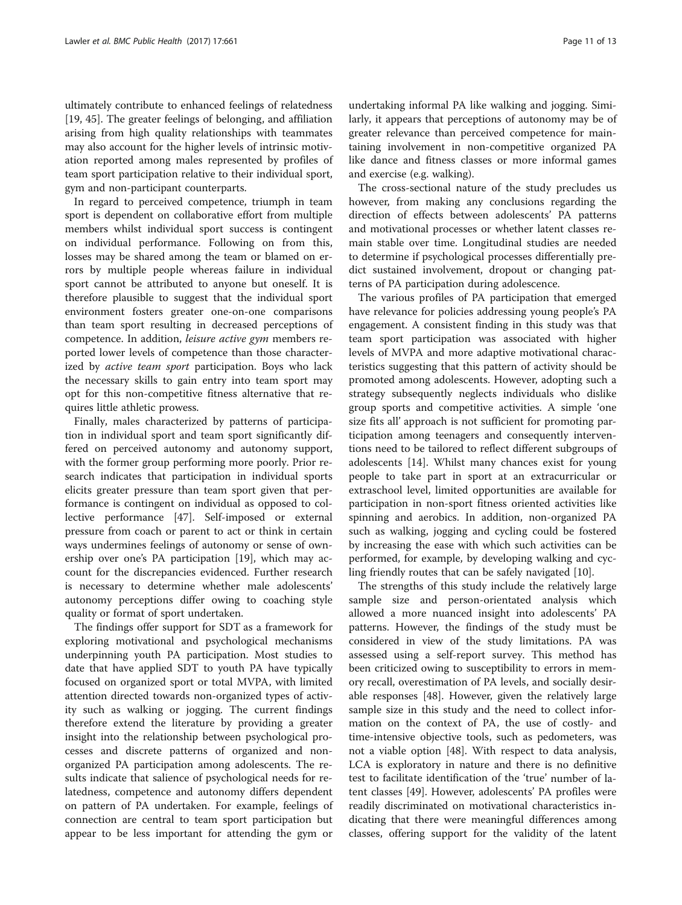ultimately contribute to enhanced feelings of relatedness [19, 45]. The greater feelings of belonging, and affiliation arising from high quality relationships with teammates may also account for the higher levels of intrinsic motivation reported among males represented by profiles of team sport participation relative to their individual sport, gym and non-participant counterparts.

In regard to perceived competence, triumph in team sport is dependent on collaborative effort from multiple members whilst individual sport success is contingent on individual performance. Following on from this, losses may be shared among the team or blamed on errors by multiple people whereas failure in individual sport cannot be attributed to anyone but oneself. It is therefore plausible to suggest that the individual sport environment fosters greater one-on-one comparisons than team sport resulting in decreased perceptions of competence. In addition, *leisure active gym* members reported lower levels of competence than those characterized by *active team sport* participation. Boys who lack the necessary skills to gain entry into team sport may opt for this non-competitive fitness alternative that requires little athletic prowess.

Finally, males characterized by patterns of participation in individual sport and team sport significantly differed on perceived autonomy and autonomy support, with the former group performing more poorly. Prior research indicates that participation in individual sports elicits greater pressure than team sport given that performance is contingent on individual as opposed to collective performance [47]. Self-imposed or external pressure from coach or parent to act or think in certain ways undermines feelings of autonomy or sense of ownership over one's PA participation [19], which may account for the discrepancies evidenced. Further research is necessary to determine whether male adolescents' autonomy perceptions differ owing to coaching style quality or format of sport undertaken.

The findings offer support for SDT as a framework for exploring motivational and psychological mechanisms underpinning youth PA participation. Most studies to date that have applied SDT to youth PA have typically focused on organized sport or total MVPA, with limited attention directed towards non-organized types of activity such as walking or jogging. The current findings therefore extend the literature by providing a greater insight into the relationship between psychological processes and discrete patterns of organized and non-organized PA participation among adolescents. The results indicate that salience of psychological needs for relatedness, competence and autonomy differs dependent on pattern of PA undertaken. For example, feelings of connection are central to team sport participation but appear to be less important for attending the gym or undertaking informal PA like walking and jogging. Similarly, it appears that perceptions of autonomy may be of greater relevance than perceived competence for maintaining involvement in non-competitive organized PA like dance and fitness classes or more informal games and exercise (e.g. walking).

The cross-sectional nature of the study precludes us however, from making any conclusions regarding the direction of effects between adolescents' PA patterns and motivational processes or whether latent classes remain stable over time. Longitudinal studies are needed to determine if psychological processes differentially predict sustained involvement, dropout or changing patterns of PA participation during adolescence.

The various profiles of PA participation that emerged have relevance for policies addressing young people's PA engagement. A consistent finding in this study was that team sport participation was associated with higher levels of MVPA and more adaptive motivational characteristics suggesting that this pattern of activity should be promoted among adolescents. However, adopting such a strategy subsequently neglects individuals who dislike group sports and competitive activities. A simple 'one size fits all' approach is not sufficient for promoting participation among teenagers and consequently interventions need to be tailored to reflect different subgroups of adolescents [14]. Whilst many chances exist for young people to take part in sport at an extracurricular or extraschool level, limited opportunities are available for participation in non-sport fitness oriented activities like spinning and aerobics. In addition, non-organized PA such as walking, jogging and cycling could be fostered by increasing the ease with which such activities can be performed, for example, by developing walking and cycling friendly routes that can be safely navigated [10].

The strengths of this study include the relatively large sample size and person-orientated analysis which allowed a more nuanced insight into adolescents' PA patterns. However, the findings of the study must be considered in view of the study limitations. PA was assessed using a self-report survey. This method has been criticized owing to susceptibility to errors in memory recall, overestimation of PA levels, and socially desirable responses [48]. However, given the relatively large sample size in this study and the need to collect information on the context of PA, the use of costly- and time-intensive objective tools, such as pedometers, was not a viable option [48]. With respect to data analysis, LCA is exploratory in nature and there is no definitive test to facilitate identification of the 'true' number of latent classes [49]. However, adolescents' PA profiles were readily discriminated on motivational characteristics indicating that there were meaningful differences among classes, offering support for the validity of the latent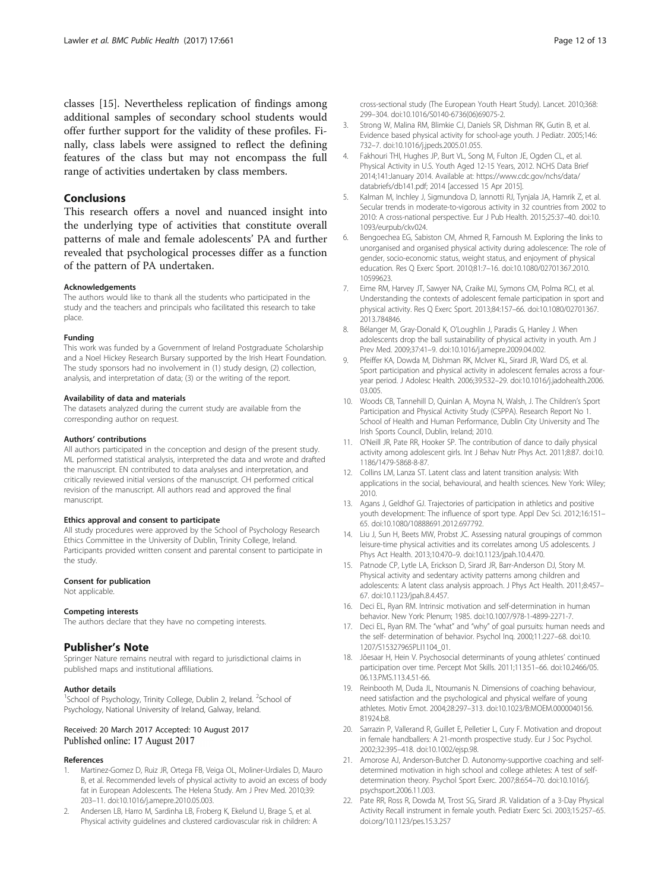classes [15]. Nevertheless replication of findings among additional samples of secondary school students would offer further support for the validity of these profiles. Finally, class labels were assigned to reflect the defining features of the class but may not encompass the full range of activities undertaken by class members.

## Conclusions

This research offers a novel and nuanced insight into the underlying type of activities that constitute overall patterns of male and female adolescents' PA and further revealed that psychological processes differ as a function of the pattern of PA undertaken.

#### Acknowledgements

The authors would like to thank all the students who participated in the study and the teachers and principals who facilitated this research to take place.

#### Funding

This work was funded by a Government of Ireland Postgraduate Scholarship and a Noel Hickey Research Bursary supported by the Irish Heart Foundation. The study sponsors had no involvement in (1) study design, (2) collection, analysis, and interpretation of data; (3) or the writing of the report.

#### Availability of data and materials

The datasets analyzed during the current study are available from the corresponding author on request.

#### Authors' contributions

All authors participated in the conception and design of the present study. ML performed statistical analysis, interpreted the data and wrote and drafted the manuscript. EN contributed to data analyses and interpretation, and critically reviewed initial versions of the manuscript. CH performed critical revision of the manuscript. All authors read and approved the final manuscript.

#### Ethics approval and consent to participate

All study procedures were approved by the School of Psychology Research Ethics Committee in the University of Dublin, Trinity College, Ireland. Participants provided written consent and parental consent to participate in the study.

#### Consent for publication

Not applicable.

#### Competing interests

The authors declare that they have no competing interests.

## Publisher's Note

Springer Nature remains neutral with regard to jurisdictional claims in published maps and institutional affiliations.

#### Author details

[1]School of Psychology, Trinity College, Dublin 2, Ireland. [2]School of Psychology, National University of Ireland, Galway, Ireland.

Received: 20 March 2017 Accepted: 10 August 2017
Published online: 17 August 2017

#### References

1. Martinez-Gomez D, Ruiz JR, Ortega FB, Veiga OL, Moliner-Urdiales D, Mauro B, et al. Recommended levels of physical activity to avoid an excess of body fat in European Adolescents. The Helena Study. Am J Prev Med. 2010;39: 203–11. doi:10.1016/j.amepre.2010.05.003.
2. Andersen LB, Harro M, Sardinha LB, Froberg K, Ekelund U, Brage S, et al. Physical activity guidelines and clustered cardiovascular risk in children: A cross-sectional study (The European Youth Heart Study). Lancet. 2010;368: 299–304. doi:10.1016/S0140-6736(06)69075-2.
3. Strong W, Malina RM, Blimkie CJ, Daniels SR, Dishman RK, Gutin B, et al. Evidence based physical activity for school-age youth. J Pediatr. 2005;146: 732–7. doi:10.1016/j.jpeds.2005.01.055.
4. Fakhouri THI, Hughes JP, Burt VL, Song M, Fulton JE, Ogden CL, et al. Physical Activity in U.S. Youth Aged 12-15 Years, 2012. NCHS Data Brief 2014;141:January 2014. Available at: https://www.cdc.gov/nchs/data/databriefs/db141.pdf; 2014 [accessed 15 Apr 2015].
5. Kalman M, Inchley J, Sigmundova D, Iannotti RJ, Tynjala JA, Hamrik Z, et al. Secular trends in moderate-to-vigorous activity in 32 countries from 2002 to 2010: A cross-national perspective. Eur J Pub Health. 2015;25:37–40. doi:10.1093/eurpub/ckv024.
6. Bengoechea EG, Sabiston CM, Ahmed R, Farnoush M. Exploring the links to unorganised and organised physical activity during adolescence: The role of gender, socio-economic status, weight status, and enjoyment of physical education. Res Q Exerc Sport. 2010;81:7–16. doi:10.1080/02701367.2010.10599623.
7. Eime RM, Harvey JT, Sawyer NA, Craike MJ, Symons CM, Polma RCJ, et al. Understanding the contexts of adolescent female participation in sport and physical activity. Res Q Exerc Sport. 2013;84:157–66. doi:10.1080/02701367.2013.784846.
8. Bélanger M, Gray-Donald K, O'Loughlin J, Paradis G, Hanley J. When adolescents drop the ball sustainability of physical activity in youth. Am J Prev Med. 2009;37:41–9. doi:10.1016/j.amepre.2009.04.002.
9. Pfeiffer KA, Dowda M, Dishman RK, McIver KL, Sirard JR, Ward DS, et al. Sport participation and physical activity in adolescent females across a four-year period. J Adolesc Health. 2006;39:532–29. doi:10.1016/j.jadohealth.2006.03.005.
10. Woods CB, Tannehill D, Quinlan A, Moyna N, Walsh, J. The Children's Sport Participation and Physical Activity Study (CSPPA). Research Report No 1. School of Health and Human Performance, Dublin City University and The Irish Sports Council, Dublin, Ireland; 2010.
11. O'Neill JR, Pate RR, Hooker SP. The contribution of dance to daily physical activity among adolescent girls. Int J Behav Nutr Phys Act. 2011;8:87. doi:10.1186/1479-5868-8-87.
12. Collins LM, Lanza ST. Latent class and latent transition analysis: With applications in the social, behavioural, and health sciences. New York: Wiley; 2010.
13. Agans J, Geldhof GJ. Trajectories of participation in athletics and positive youth development: The influence of sport type. Appl Dev Sci. 2012;16:151–65. doi:10.1080/10888691.2012.697792.
14. Liu J, Sun H, Beets MW, Probst JC. Assessing natural groupings of common leisure-time physical activities and its correlates among US adolescents. J Phys Act Health. 2013;10:470–9. doi:10.1123/jpah.10.4.470.
15. Patnode CP, Lytle LA, Erickson D, Sirard JR, Barr-Anderson DJ, Story M. Physical activity and sedentary activity patterns among children and adolescents: A latent class analysis approach. J Phys Act Health. 2011;8:457–67. doi:10.1123/jpah.8.4.457.
16. Deci EL, Ryan RM. Intrinsic motivation and self-determination in human behavior. New York: Plenum; 1985. doi:10.1007/978-1-4899-2271-7.
17. Deci EL, Ryan RM. The "what" and "why" of goal pursuits: human needs and the self- determination of behavior. Psychol Inq. 2000;11:227–68. doi:10.1207/S15327965PLI1104_01.
18. Jõesaar H, Hein V. Psychosocial determinants of young athletes' continued participation over time. Percept Mot Skills. 2011;113:51–66. doi:10.2466/05.06.13.PMS.113.4.51-66.
19. Reinbooth M, Duda JL, Ntoumanis N. Dimensions of coaching behaviour, need satisfaction and the psychological and physical welfare of young athletes. Motiv Emot. 2004;28:297–313. doi:10.1023/B:MOEM.0000040156.81924.b8.
20. Sarrazin P, Vallerand R, Guillet E, Pelletier L, Cury F. Motivation and dropout in female handballers: A 21-month prospective study. Eur J Soc Psychol. 2002;32:395–418. doi:10.1002/ejsp.98.
21. Amorose AJ, Anderson-Butcher D. Autonomy-supportive coaching and self-determined motivation in high school and college athletes: A test of self-determination theory. Psychol Sport Exerc. 2007;8:654–70. doi:10.1016/j.psychsport.2006.11.003.
22. Pate RR, Ross R, Dowda M, Trost SG, Sirard JR. Validation of a 3-Day Physical Activity Recall instrument in female youth. Pediatr Exerc Sci. 2003;15:257–65. doi.org/10.1123/pes.15.3.257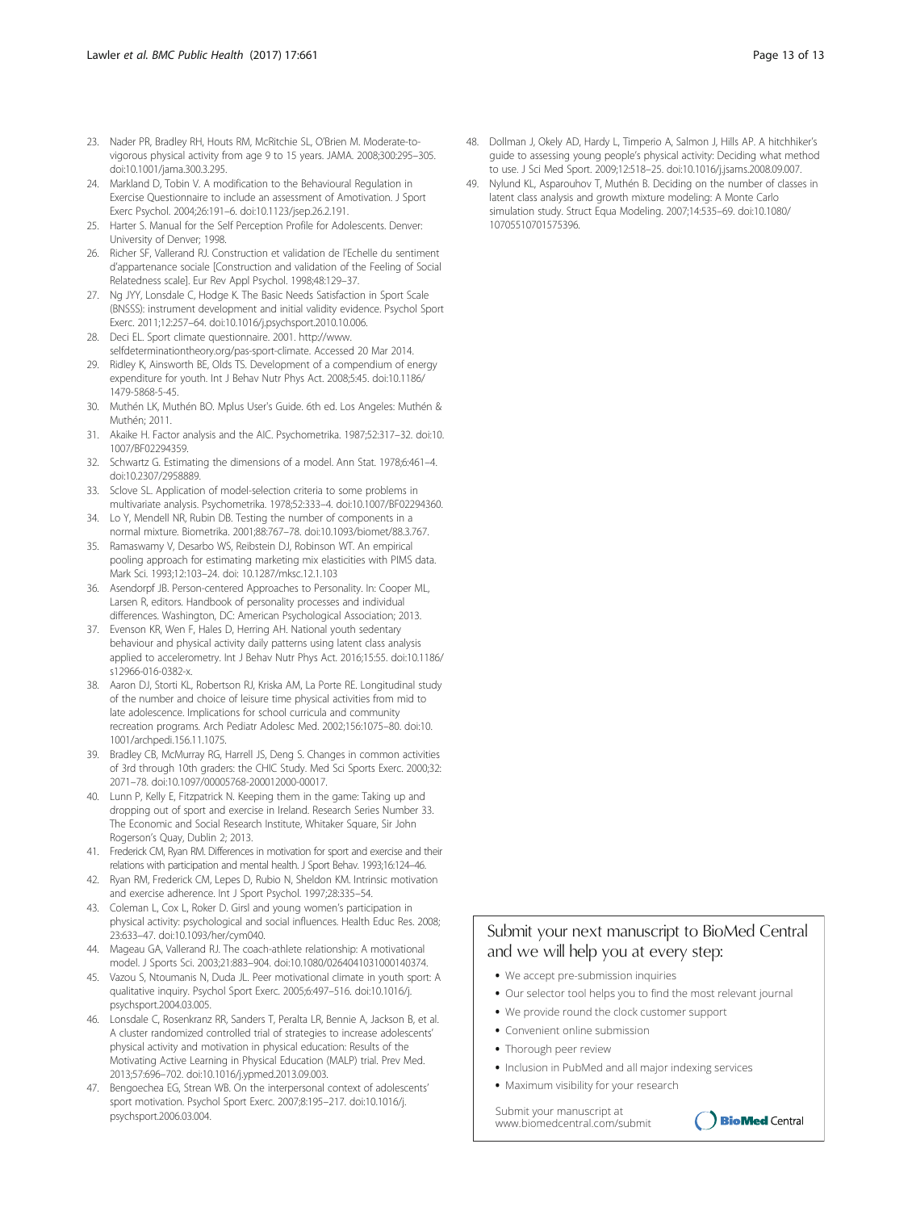23. Nader PR, Bradley RH, Houts RM, McRitchie SL, O'Brien M. Moderate-to-vigorous physical activity from age 9 to 15 years. JAMA. 2008;300:295–305. doi:10.1001/jama.300.3.295.
24. Markland D, Tobin V. A modification to the Behavioural Regulation in Exercise Questionnaire to include an assessment of Amotivation. J Sport Exerc Psychol. 2004;26:191–6. doi:10.1123/jsep.26.2.191.
25. Harter S. Manual for the Self Perception Profile for Adolescents. Denver: University of Denver; 1998.
26. Richer SF, Vallerand RJ. Construction et validation de l'Echelle du sentiment d'appartenance sociale [Construction and validation of the Feeling of Social Relatedness scale]. Eur Rev Appl Psychol. 1998;48:129–37.
27. Ng JYY, Lonsdale C, Hodge K. The Basic Needs Satisfaction in Sport Scale (BNSSS): instrument development and initial validity evidence. Psychol Sport Exerc. 2011;12:257–64. doi:10.1016/j.psychsport.2010.10.006.
28. Deci EL. Sport climate questionnaire. 2001. http://www.selfdeterminationtheory.org/pas-sport-climate. Accessed 20 Mar 2014.
29. Ridley K, Ainsworth BE, Olds TS. Development of a compendium of energy expenditure for youth. Int J Behav Nutr Phys Act. 2008;5:45. doi:10.1186/1479-5868-5-45.
30. Muthén LK, Muthén BO. Mplus User's Guide. 6th ed. Los Angeles: Muthén & Muthén; 2011.
31. Akaike H. Factor analysis and the AIC. Psychometrika. 1987;52:317–32. doi:10.1007/BF02294359.
32. Schwartz G. Estimating the dimensions of a model. Ann Stat. 1978;6:461–4. doi:10.2307/2958889.
33. Sclove SL. Application of model-selection criteria to some problems in multivariate analysis. Psychometrika. 1978;52:333–4. doi:10.1007/BF02294360.
34. Lo Y, Mendell NR, Rubin DB. Testing the number of components in a normal mixture. Biometrika. 2001;88:767–78. doi:10.1093/biomet/88.3.767.
35. Ramaswamy V, Desarbo WS, Reibstein DJ, Robinson WT. An empirical pooling approach for estimating marketing mix elasticities with PIMS data. Mark Sci. 1993;12:103–24. doi: 10.1287/mksc.12.1.103
36. Asendorpf JB. Person-centered Approaches to Personality. In: Cooper ML, Larsen R, editors. Handbook of personality processes and individual differences. Washington, DC: American Psychological Association; 2013.
37. Evenson KR, Wen F, Hales D, Herring AH. National youth sedentary behaviour and physical activity daily patterns using latent class analysis applied to accelerometry. Int J Behav Nutr Phys Act. 2016;15:55. doi:10.1186/s12966-016-0382-x.
38. Aaron DJ, Storti KL, Robertson RJ, Kriska AM, La Porte RE. Longitudinal study of the number and choice of leisure time physical activities from mid to late adolescence. Implications for school curricula and community recreation programs. Arch Pediatr Adolesc Med. 2002;156:1075–80. doi:10.1001/archpedi.156.11.1075.
39. Bradley CB, McMurray RG, Harrell JS, Deng S. Changes in common activities of 3rd through 10th graders: the CHIC Study. Med Sci Sports Exerc. 2000;32:2071–78. doi:10.1097/00005768-200012000-00017.
40. Lunn P, Kelly E, Fitzpatrick N. Keeping them in the game: Taking up and dropping out of sport and exercise in Ireland. Research Series Number 33. The Economic and Social Research Institute, Whitaker Square, Sir John Rogerson's Quay, Dublin 2; 2013.
41. Frederick CM, Ryan RM. Differences in motivation for sport and exercise and their relations with participation and mental health. J Sport Behav. 1993;16:124–46.
42. Ryan RM, Frederick CM, Lepes D, Rubio N, Sheldon KM. Intrinsic motivation and exercise adherence. Int J Sport Psychol. 1997;28:335–54.
43. Coleman L, Cox L, Roker D. Girsl and young women's participation in physical activity: psychological and social influences. Health Educ Res. 2008;23:633–47. doi:10.1093/her/cym040.
44. Mageau GA, Vallerand RJ. The coach-athlete relationship: A motivational model. J Sports Sci. 2003;21:883–904. doi:10.1080/0264041031000140374.
45. Vazou S, Ntoumanis N, Duda JL. Peer motivational climate in youth sport: A qualitative inquiry. Psychol Sport Exerc. 2005;6:497–516. doi:10.1016/j.psychsport.2004.03.005.
46. Lonsdale C, Rosenkranz RR, Sanders T, Peralta LR, Bennie A, Jackson B, et al. A cluster randomized controlled trial of strategies to increase adolescents' physical activity and motivation in physical education: Results of the Motivating Active Learning in Physical Education (MALP) trial. Prev Med. 2013;57:696–702. doi:10.1016/j.ypmed.2013.09.003.
47. Bengoechea EG, Strean WB. On the interpersonal context of adolescents' sport motivation. Psychol Sport Exerc. 2007;8:195–217. doi:10.1016/j.psychsport.2006.03.004.
48. Dollman J, Okely AD, Hardy L, Timperio A, Salmon J, Hills AP. A hitchhiker's guide to assessing young people's physical activity: Deciding what method to use. J Sci Med Sport. 2009;12:518–25. doi:10.1016/j.jsams.2008.09.007.
49. Nylund KL, Asparouhov T, Muthén B. Deciding on the number of classes in latent class analysis and growth mixture modeling: A Monte Carlo simulation study. Struct Equa Modeling. 2007;14:535–69. doi:10.1080/10705510701575396.

Submit your next manuscript to BioMed Central and we will help you at every step:

- We accept pre-submission inquiries
- Our selector tool helps you to find the most relevant journal
- We provide round the clock customer support
- Convenient online submission
- Thorough peer review
- Inclusion in PubMed and all major indexing services
- Maximum visibility for your research

Submit your manuscript at www.biomedcentral.com/submit

BioMed Central